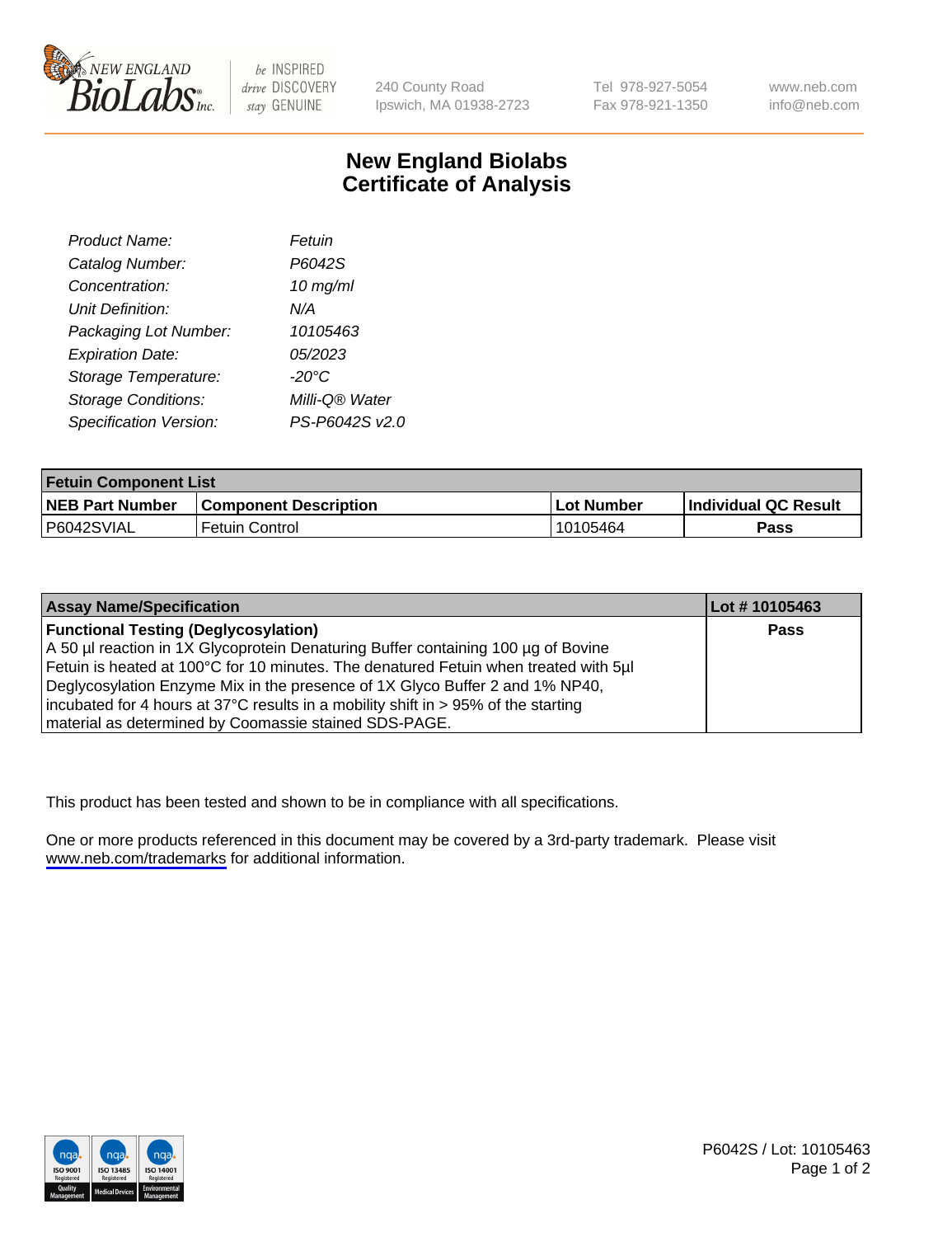# New England Biolabs Certificate of Analysis

| | |
|---|---|
| *Product Name:* | *Fetuin* |
| *Catalog Number:* | *P6042S* |
| *Concentration:* | *10 mg/ml* |
| *Unit Definition:* | *N/A* |
| *Packaging Lot Number:* | *10105463* |
| *Expiration Date:* | *05/2023* |
| *Storage Temperature:* | *-20°C* |
| *Storage Conditions:* | *Milli-Q® Water* |
| *Specification Version:* | *PS-P6042S v2.0* |

| **Fetuin Component List** | | | |
|---|---|---|---|
| **NEB Part Number** | **Component Description** | **Lot Number** | **Individual QC Result** |
| P6042SVIAL | Fetuin Control | 10105464 | **Pass** |

| **Assay Name/Specification** | **Lot # 10105463** |
|---|---|
| **Functional Testing (Deglycosylation)** A 50 µl reaction in 1X Glycoprotein Denaturing Buffer containing 100 µg of Bovine Fetuin is heated at 100°C for 10 minutes. The denatured Fetuin when treated with 5µl Deglycosylation Enzyme Mix in the presence of 1X Glyco Buffer 2 and 1% NP40, incubated for 4 hours at 37°C results in a mobility shift in > 95% of the starting material as determined by Coomassie stained SDS-PAGE. | **Pass** |

This product has been tested and shown to be in compliance with all specifications.

One or more products referenced in this document may be covered by a 3rd-party trademark. Please visit www.neb.com/trademarks for additional information.

P6042S / Lot: 10105463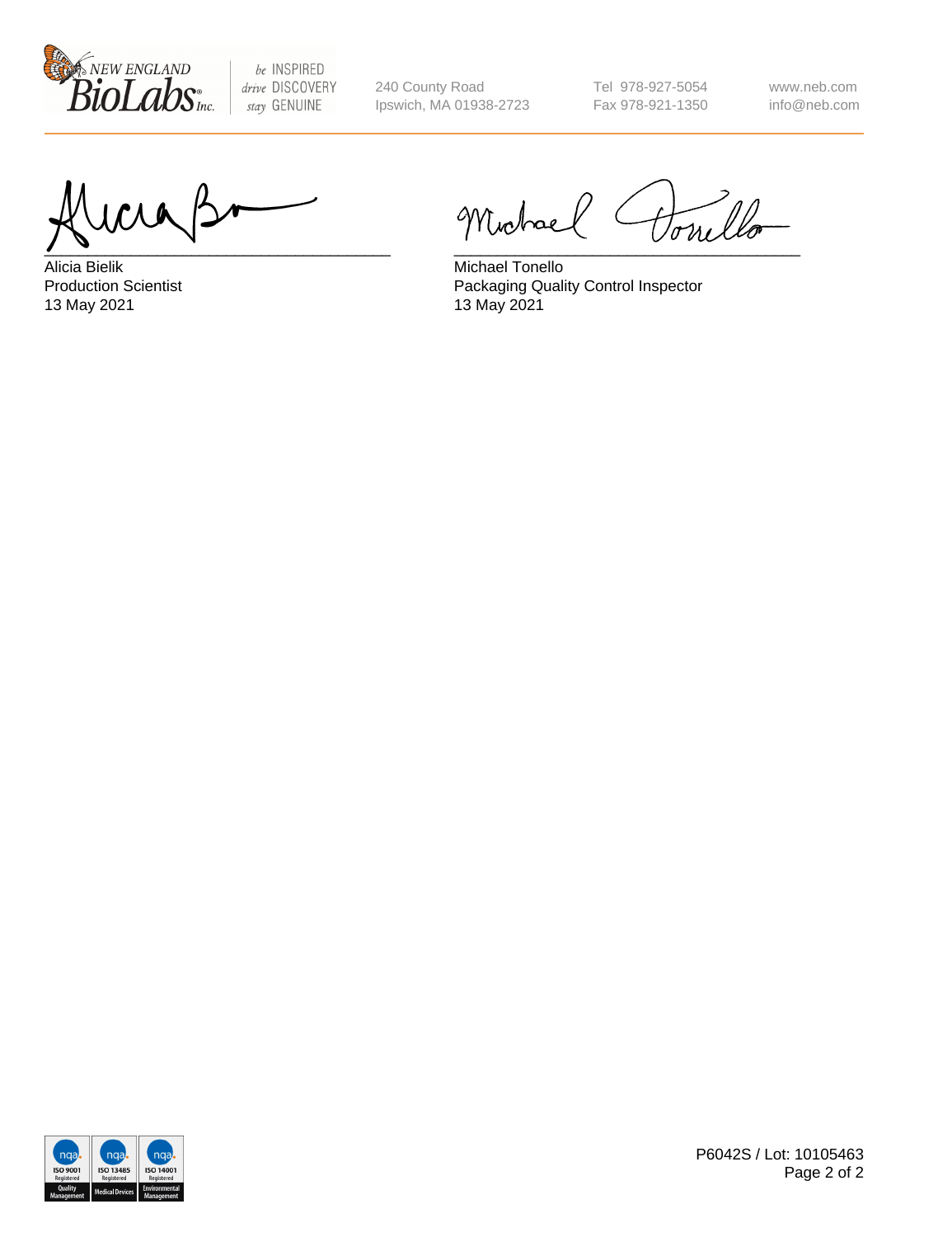Alicia Bielik
Production Scientist
13 May 2021

Michael Tonello
Packaging Quality Control Inspector
13 May 2021

P6042S / Lot: 10105463